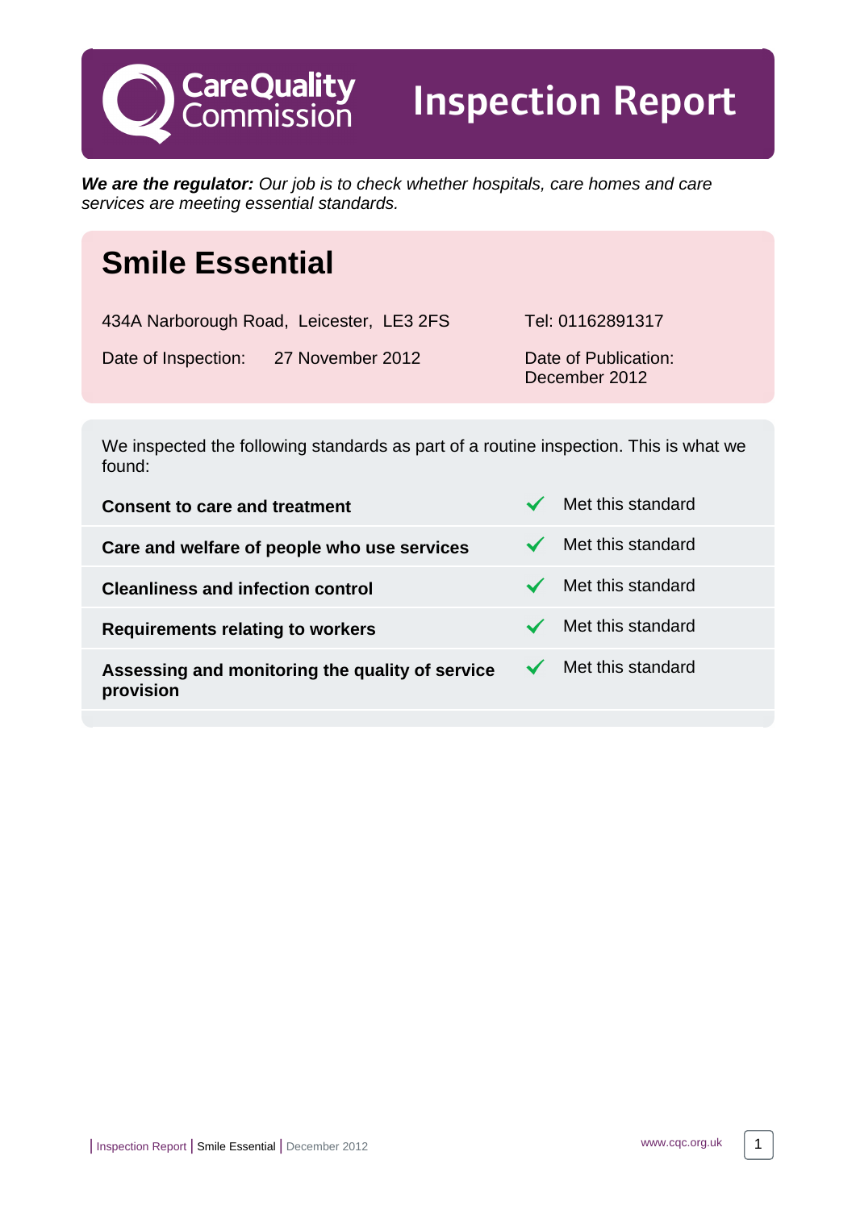# Care Quality Commission

# Inspection Report

***We are the regulator:*** *Our job is to check whether hospitals, care homes and care services are meeting essential standards.*

## Smile Essential

434A Narborough Road, Leicester, LE3 2FS

Tel: 01162891317

Date of Inspection: 27 November 2012

Date of Publication: December 2012

We inspected the following standards as part of a routine inspection. This is what we found:

| Standard | Result |
|---|---|
| **Consent to care and treatment** | ✓ Met this standard |
| **Care and welfare of people who use services** | ✓ Met this standard |
| **Cleanliness and infection control** | ✓ Met this standard |
| **Requirements relating to workers** | ✓ Met this standard |
| **Assessing and monitoring the quality of service provision** | ✓ Met this standard |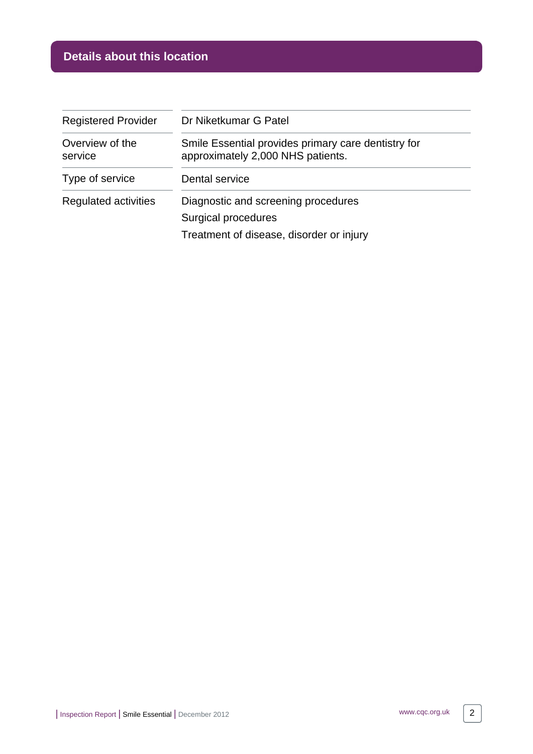## Details about this location

| | |
|---|---|
| Registered Provider | Dr Niketkumar G Patel |
| Overview of the service | Smile Essential provides primary care dentistry for approximately 2,000 NHS patients. |
| Type of service | Dental service |
| Regulated activities | Diagnostic and screening procedures<br>Surgical procedures<br>Treatment of disease, disorder or injury |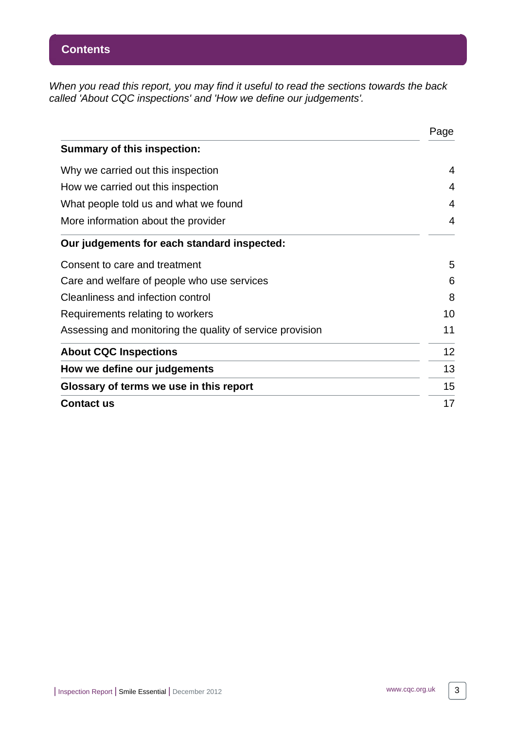## Contents

*When you read this report, you may find it useful to read the sections towards the back called 'About CQC inspections' and 'How we define our judgements'.*

| | Page |
|---|---|
| **Summary of this inspection:** | |
| Why we carried out this inspection | 4 |
| How we carried out this inspection | 4 |
| What people told us and what we found | 4 |
| More information about the provider | 4 |
| **Our judgements for each standard inspected:** | |
| Consent to care and treatment | 5 |
| Care and welfare of people who use services | 6 |
| Cleanliness and infection control | 8 |
| Requirements relating to workers | 10 |
| Assessing and monitoring the quality of service provision | 11 |
| **About CQC Inspections** | 12 |
| **How we define our judgements** | 13 |
| **Glossary of terms we use in this report** | 15 |
| **Contact us** | 17 |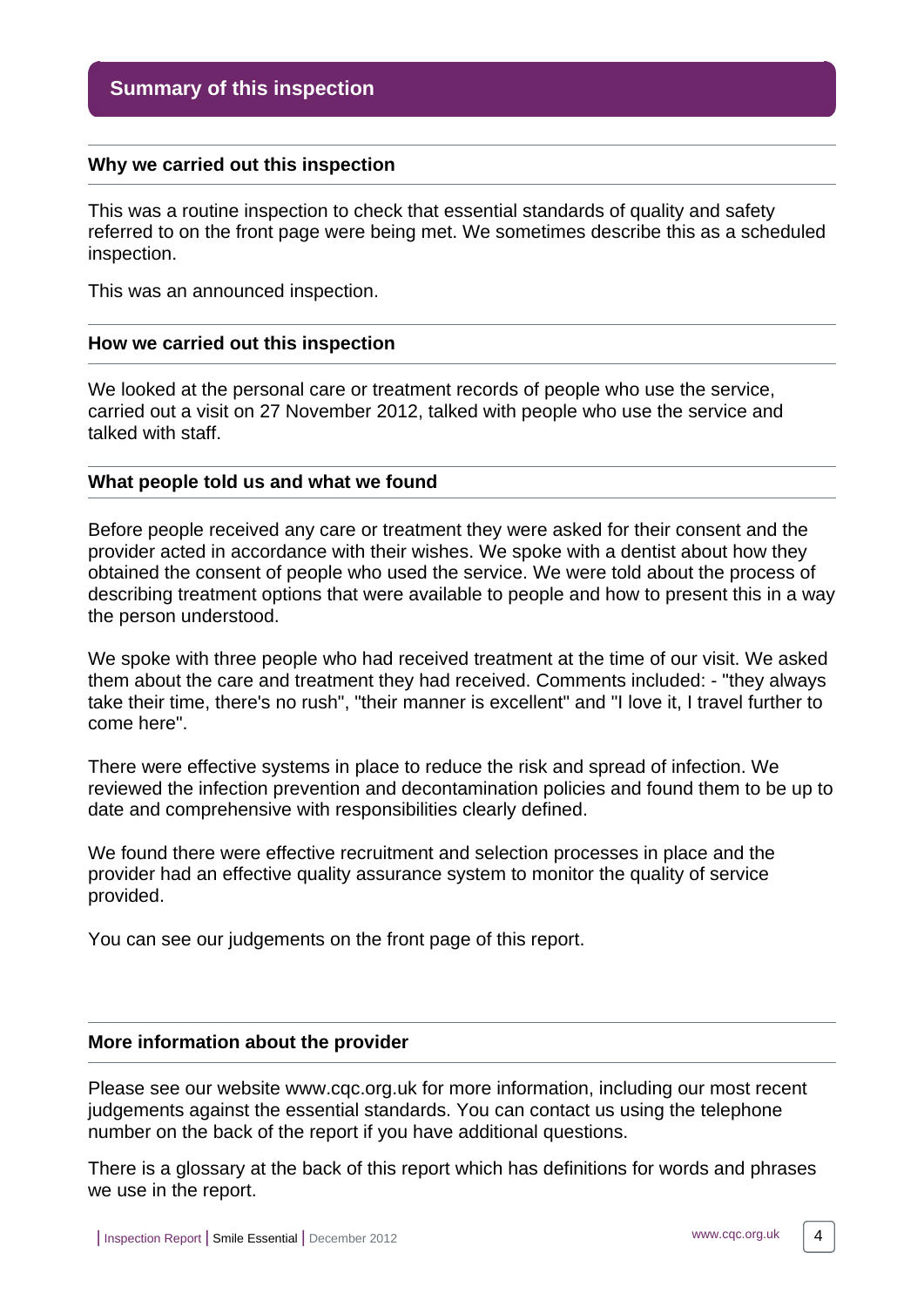## Summary of this inspection

### Why we carried out this inspection

This was a routine inspection to check that essential standards of quality and safety referred to on the front page were being met. We sometimes describe this as a scheduled inspection.

This was an announced inspection.

### How we carried out this inspection

We looked at the personal care or treatment records of people who use the service, carried out a visit on 27 November 2012, talked with people who use the service and talked with staff.

### What people told us and what we found

Before people received any care or treatment they were asked for their consent and the provider acted in accordance with their wishes. We spoke with a dentist about how they obtained the consent of people who used the service. We were told about the process of describing treatment options that were available to people and how to present this in a way the person understood.

We spoke with three people who had received treatment at the time of our visit. We asked them about the care and treatment they had received. Comments included: - "they always take their time, there's no rush", "their manner is excellent" and "I love it, I travel further to come here".

There were effective systems in place to reduce the risk and spread of infection. We reviewed the infection prevention and decontamination policies and found them to be up to date and comprehensive with responsibilities clearly defined.

We found there were effective recruitment and selection processes in place and the provider had an effective quality assurance system to monitor the quality of service provided.

You can see our judgements on the front page of this report.

### More information about the provider

Please see our website www.cqc.org.uk for more information, including our most recent judgements against the essential standards. You can contact us using the telephone number on the back of the report if you have additional questions.

There is a glossary at the back of this report which has definitions for words and phrases we use in the report.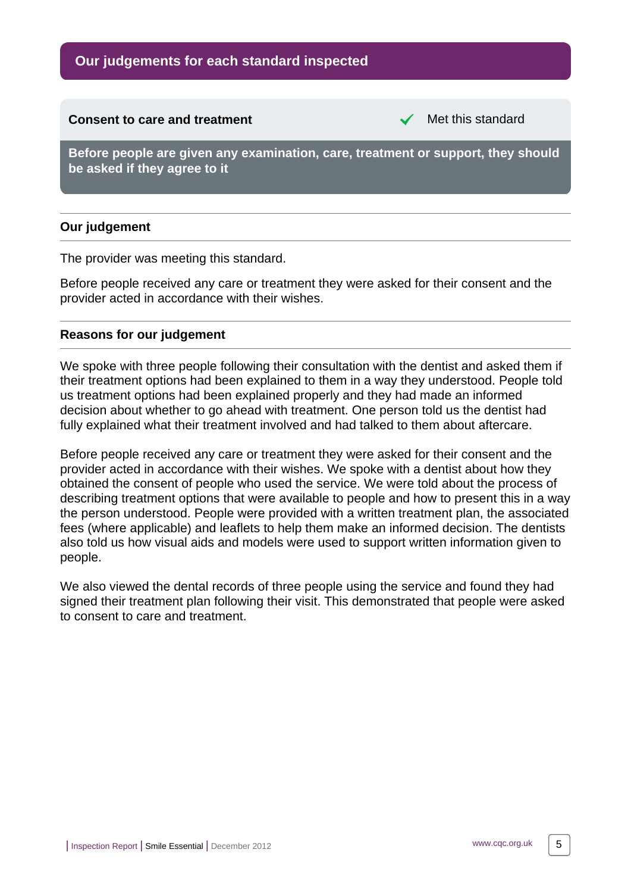## Our judgements for each standard inspected

### Consent to care and treatment

✓ Met this standard

**Before people are given any examination, care, treatment or support, they should be asked if they agree to it**

### Our judgement

The provider was meeting this standard.

Before people received any care or treatment they were asked for their consent and the provider acted in accordance with their wishes.

### Reasons for our judgement

We spoke with three people following their consultation with the dentist and asked them if their treatment options had been explained to them in a way they understood. People told us treatment options had been explained properly and they had made an informed decision about whether to go ahead with treatment. One person told us the dentist had fully explained what their treatment involved and had talked to them about aftercare.

Before people received any care or treatment they were asked for their consent and the provider acted in accordance with their wishes. We spoke with a dentist about how they obtained the consent of people who used the service. We were told about the process of describing treatment options that were available to people and how to present this in a way the person understood. People were provided with a written treatment plan, the associated fees (where applicable) and leaflets to help them make an informed decision. The dentists also told us how visual aids and models were used to support written information given to people.

We also viewed the dental records of three people using the service and found they had signed their treatment plan following their visit. This demonstrated that people were asked to consent to care and treatment.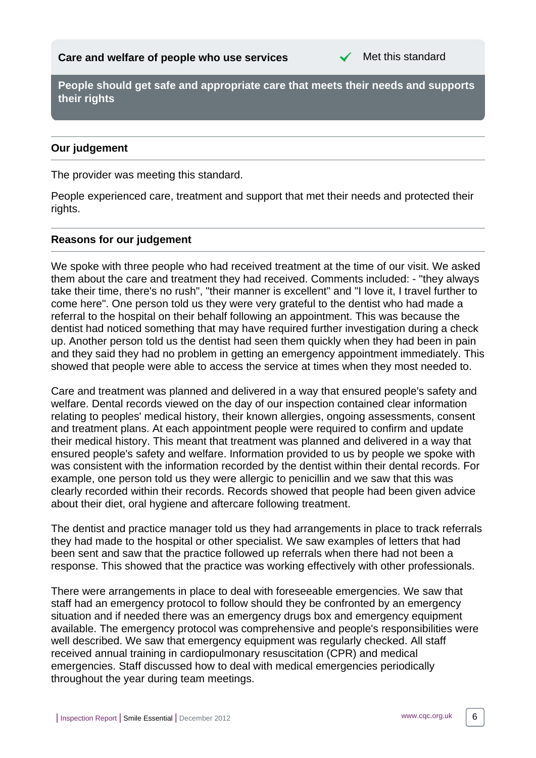## Care and welfare of people who use services

✔ Met this standard

**People should get safe and appropriate care that meets their needs and supports their rights**

### Our judgement

The provider was meeting this standard.

People experienced care, treatment and support that met their needs and protected their rights.

### Reasons for our judgement

We spoke with three people who had received treatment at the time of our visit. We asked them about the care and treatment they had received. Comments included: - "they always take their time, there's no rush", "their manner is excellent" and "I love it, I travel further to come here". One person told us they were very grateful to the dentist who had made a referral to the hospital on their behalf following an appointment. This was because the dentist had noticed something that may have required further investigation during a check up. Another person told us the dentist had seen them quickly when they had been in pain and they said they had no problem in getting an emergency appointment immediately. This showed that people were able to access the service at times when they most needed to.

Care and treatment was planned and delivered in a way that ensured people's safety and welfare. Dental records viewed on the day of our inspection contained clear information relating to peoples' medical history, their known allergies, ongoing assessments, consent and treatment plans. At each appointment people were required to confirm and update their medical history. This meant that treatment was planned and delivered in a way that ensured people's safety and welfare. Information provided to us by people we spoke with was consistent with the information recorded by the dentist within their dental records. For example, one person told us they were allergic to penicillin and we saw that this was clearly recorded within their records. Records showed that people had been given advice about their diet, oral hygiene and aftercare following treatment.

The dentist and practice manager told us they had arrangements in place to track referrals they had made to the hospital or other specialist. We saw examples of letters that had been sent and saw that the practice followed up referrals when there had not been a response. This showed that the practice was working effectively with other professionals.

There were arrangements in place to deal with foreseeable emergencies. We saw that staff had an emergency protocol to follow should they be confronted by an emergency situation and if needed there was an emergency drugs box and emergency equipment available. The emergency protocol was comprehensive and people's responsibilities were well described. We saw that emergency equipment was regularly checked. All staff received annual training in cardiopulmonary resuscitation (CPR) and medical emergencies. Staff discussed how to deal with medical emergencies periodically throughout the year during team meetings.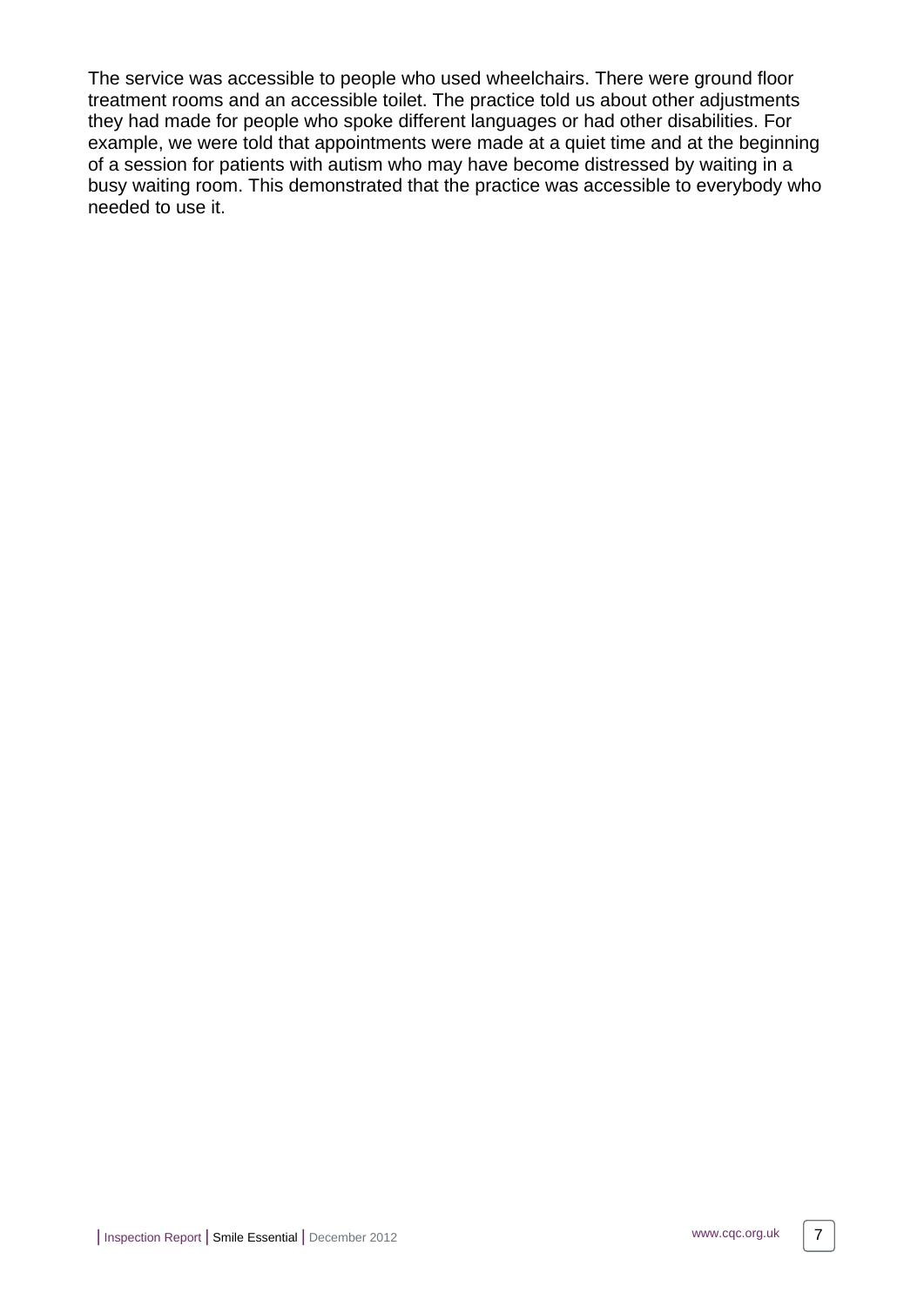The service was accessible to people who used wheelchairs. There were ground floor treatment rooms and an accessible toilet. The practice told us about other adjustments they had made for people who spoke different languages or had other disabilities. For example, we were told that appointments were made at a quiet time and at the beginning of a session for patients with autism who may have become distressed by waiting in a busy waiting room. This demonstrated that the practice was accessible to everybody who needed to use it.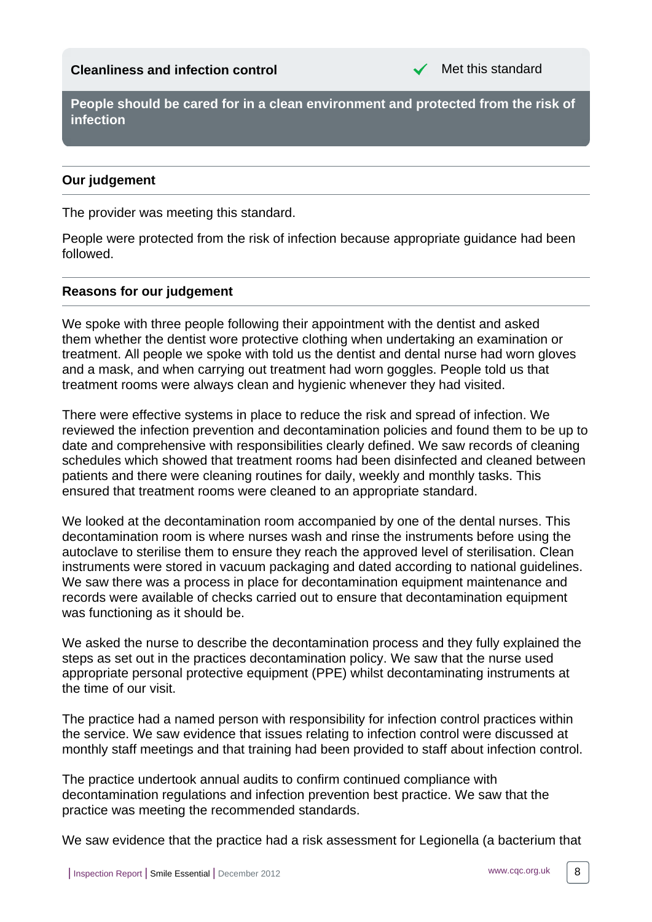## Cleanliness and infection control

✓ Met this standard

**People should be cared for in a clean environment and protected from the risk of infection**

### Our judgement

The provider was meeting this standard.

People were protected from the risk of infection because appropriate guidance had been followed.

### Reasons for our judgement

We spoke with three people following their appointment with the dentist and asked them whether the dentist wore protective clothing when undertaking an examination or treatment. All people we spoke with told us the dentist and dental nurse had worn gloves and a mask, and when carrying out treatment had worn goggles. People told us that treatment rooms were always clean and hygienic whenever they had visited.

There were effective systems in place to reduce the risk and spread of infection. We reviewed the infection prevention and decontamination policies and found them to be up to date and comprehensive with responsibilities clearly defined. We saw records of cleaning schedules which showed that treatment rooms had been disinfected and cleaned between patients and there were cleaning routines for daily, weekly and monthly tasks. This ensured that treatment rooms were cleaned to an appropriate standard.

We looked at the decontamination room accompanied by one of the dental nurses. This decontamination room is where nurses wash and rinse the instruments before using the autoclave to sterilise them to ensure they reach the approved level of sterilisation. Clean instruments were stored in vacuum packaging and dated according to national guidelines. We saw there was a process in place for decontamination equipment maintenance and records were available of checks carried out to ensure that decontamination equipment was functioning as it should be.

We asked the nurse to describe the decontamination process and they fully explained the steps as set out in the practices decontamination policy. We saw that the nurse used appropriate personal protective equipment (PPE) whilst decontaminating instruments at the time of our visit.

The practice had a named person with responsibility for infection control practices within the service. We saw evidence that issues relating to infection control were discussed at monthly staff meetings and that training had been provided to staff about infection control.

The practice undertook annual audits to confirm continued compliance with decontamination regulations and infection prevention best practice. We saw that the practice was meeting the recommended standards.

We saw evidence that the practice had a risk assessment for Legionella (a bacterium that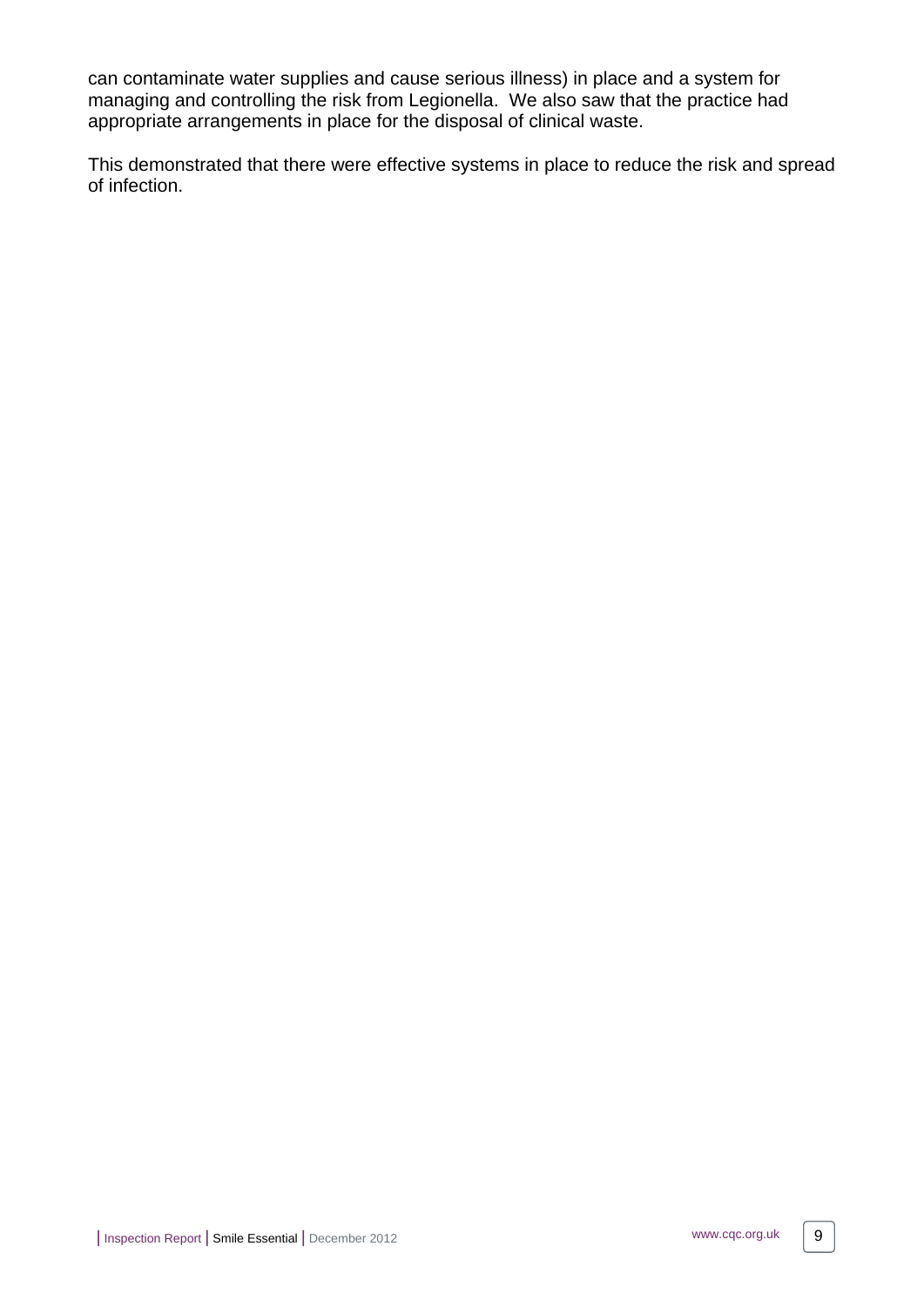can contaminate water supplies and cause serious illness) in place and a system for managing and controlling the risk from Legionella. We also saw that the practice had appropriate arrangements in place for the disposal of clinical waste.

This demonstrated that there were effective systems in place to reduce the risk and spread of infection.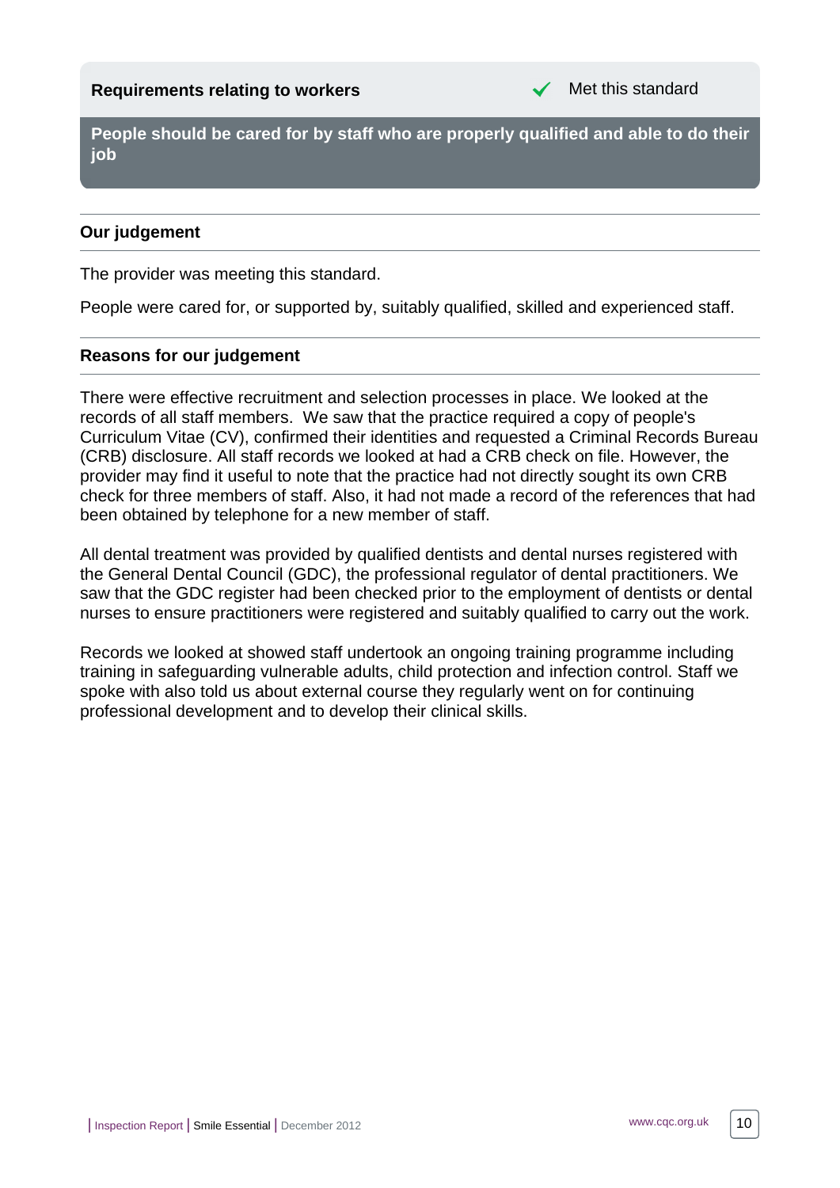**Requirements relating to workers** ✓ Met this standard

**People should be cared for by staff who are properly qualified and able to do their job**

---

**Our judgement**

---

The provider was meeting this standard.

People were cared for, or supported by, suitably qualified, skilled and experienced staff.

---

**Reasons for our judgement**

---

There were effective recruitment and selection processes in place. We looked at the records of all staff members. We saw that the practice required a copy of people's Curriculum Vitae (CV), confirmed their identities and requested a Criminal Records Bureau (CRB) disclosure. All staff records we looked at had a CRB check on file. However, the provider may find it useful to note that the practice had not directly sought its own CRB check for three members of staff. Also, it had not made a record of the references that had been obtained by telephone for a new member of staff.

All dental treatment was provided by qualified dentists and dental nurses registered with the General Dental Council (GDC), the professional regulator of dental practitioners. We saw that the GDC register had been checked prior to the employment of dentists or dental nurses to ensure practitioners were registered and suitably qualified to carry out the work.

Records we looked at showed staff undertook an ongoing training programme including training in safeguarding vulnerable adults, child protection and infection control. Staff we spoke with also told us about external course they regularly went on for continuing professional development and to develop their clinical skills.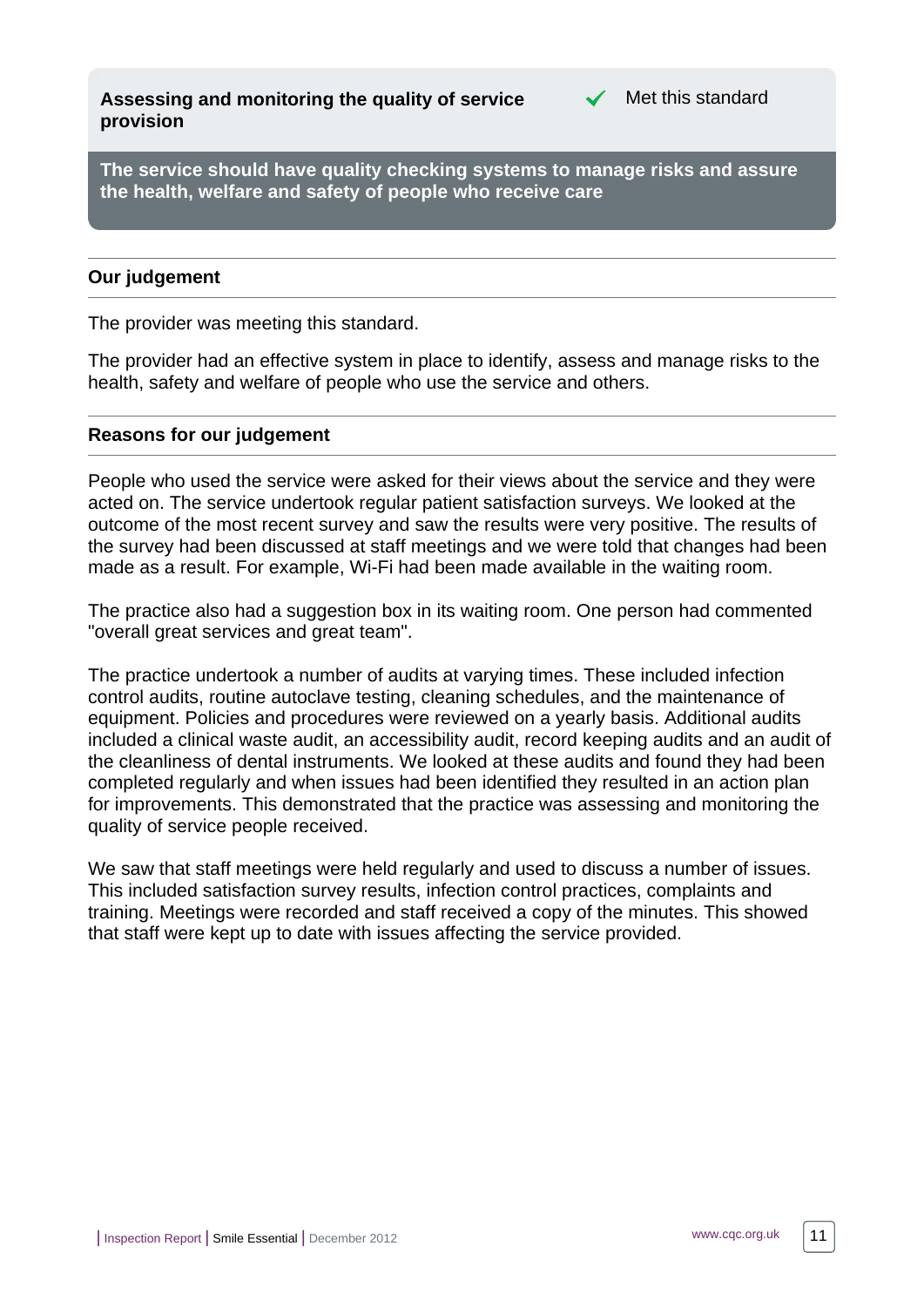**Assessing and monitoring the quality of service provision**

✓ Met this standard

**The service should have quality checking systems to manage risks and assure the health, welfare and safety of people who receive care**

### Our judgement

The provider was meeting this standard.

The provider had an effective system in place to identify, assess and manage risks to the health, safety and welfare of people who use the service and others.

### Reasons for our judgement

People who used the service were asked for their views about the service and they were acted on. The service undertook regular patient satisfaction surveys. We looked at the outcome of the most recent survey and saw the results were very positive. The results of the survey had been discussed at staff meetings and we were told that changes had been made as a result. For example, Wi-Fi had been made available in the waiting room.

The practice also had a suggestion box in its waiting room. One person had commented "overall great services and great team".

The practice undertook a number of audits at varying times. These included infection control audits, routine autoclave testing, cleaning schedules, and the maintenance of equipment. Policies and procedures were reviewed on a yearly basis. Additional audits included a clinical waste audit, an accessibility audit, record keeping audits and an audit of the cleanliness of dental instruments. We looked at these audits and found they had been completed regularly and when issues had been identified they resulted in an action plan for improvements. This demonstrated that the practice was assessing and monitoring the quality of service people received.

We saw that staff meetings were held regularly and used to discuss a number of issues. This included satisfaction survey results, infection control practices, complaints and training. Meetings were recorded and staff received a copy of the minutes. This showed that staff were kept up to date with issues affecting the service provided.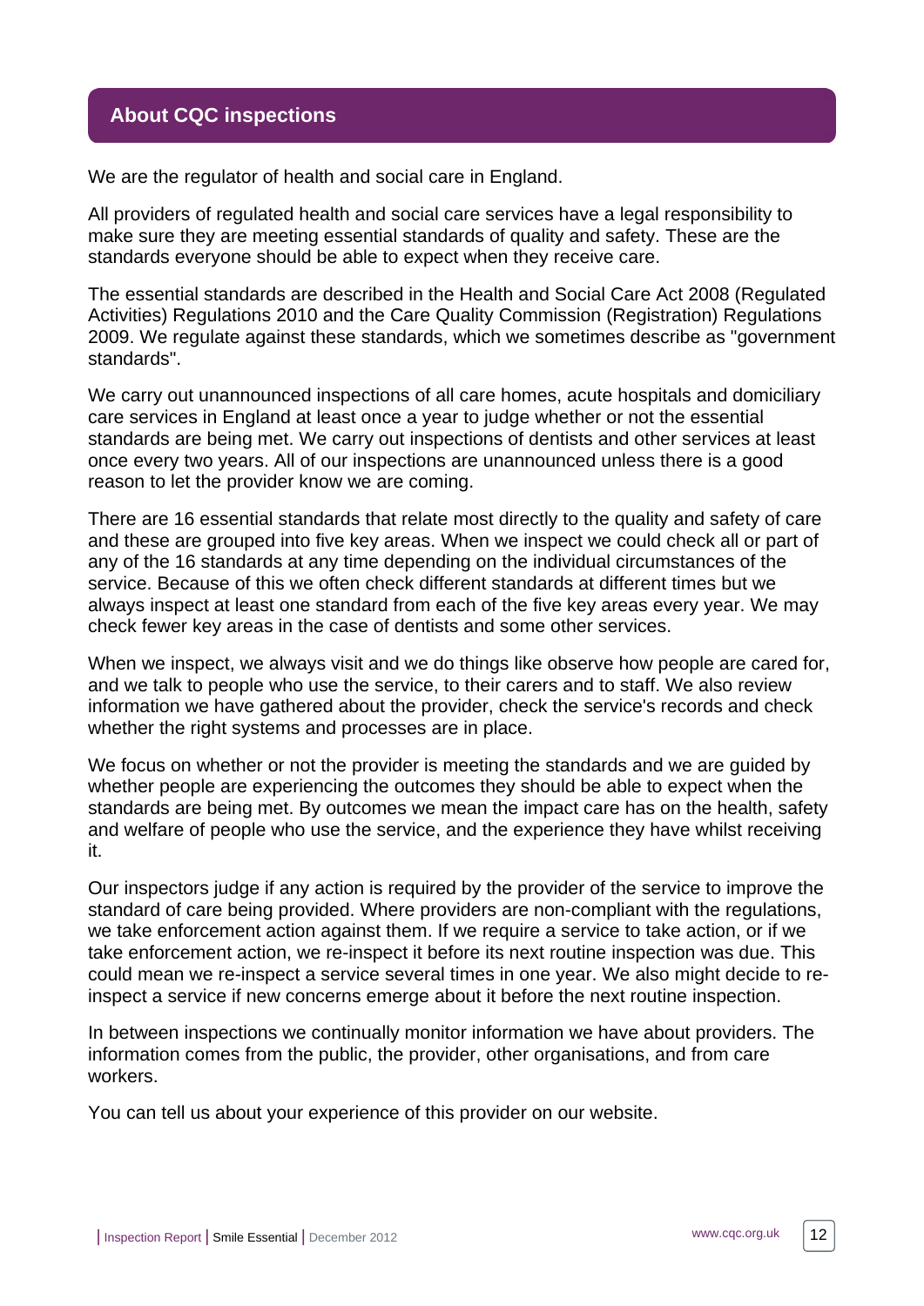## About CQC inspections

We are the regulator of health and social care in England.

All providers of regulated health and social care services have a legal responsibility to make sure they are meeting essential standards of quality and safety. These are the standards everyone should be able to expect when they receive care.

The essential standards are described in the Health and Social Care Act 2008 (Regulated Activities) Regulations 2010 and the Care Quality Commission (Registration) Regulations 2009. We regulate against these standards, which we sometimes describe as "government standards".

We carry out unannounced inspections of all care homes, acute hospitals and domiciliary care services in England at least once a year to judge whether or not the essential standards are being met. We carry out inspections of dentists and other services at least once every two years. All of our inspections are unannounced unless there is a good reason to let the provider know we are coming.

There are 16 essential standards that relate most directly to the quality and safety of care and these are grouped into five key areas. When we inspect we could check all or part of any of the 16 standards at any time depending on the individual circumstances of the service. Because of this we often check different standards at different times but we always inspect at least one standard from each of the five key areas every year. We may check fewer key areas in the case of dentists and some other services.

When we inspect, we always visit and we do things like observe how people are cared for, and we talk to people who use the service, to their carers and to staff. We also review information we have gathered about the provider, check the service's records and check whether the right systems and processes are in place.

We focus on whether or not the provider is meeting the standards and we are guided by whether people are experiencing the outcomes they should be able to expect when the standards are being met. By outcomes we mean the impact care has on the health, safety and welfare of people who use the service, and the experience they have whilst receiving it.

Our inspectors judge if any action is required by the provider of the service to improve the standard of care being provided. Where providers are non-compliant with the regulations, we take enforcement action against them. If we require a service to take action, or if we take enforcement action, we re-inspect it before its next routine inspection was due. This could mean we re-inspect a service several times in one year. We also might decide to re-inspect a service if new concerns emerge about it before the next routine inspection.

In between inspections we continually monitor information we have about providers. The information comes from the public, the provider, other organisations, and from care workers.

You can tell us about your experience of this provider on our website.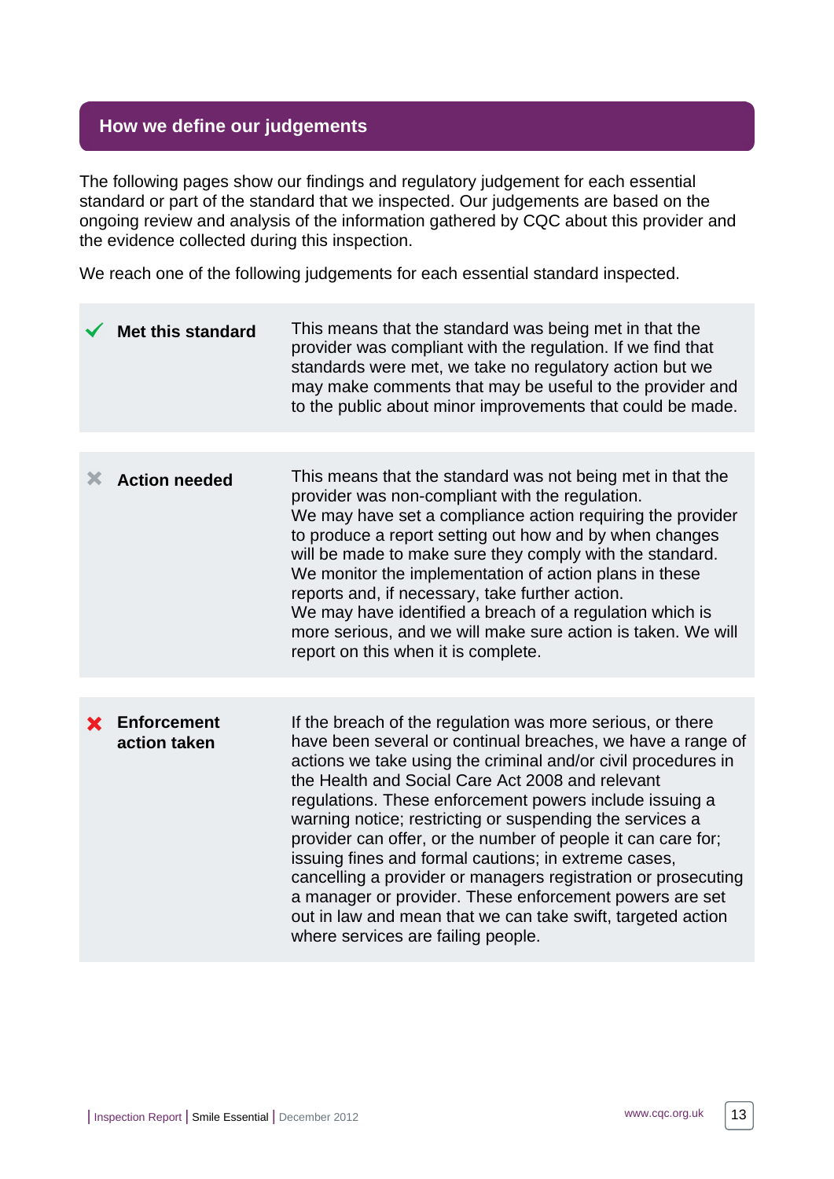## How we define our judgements

The following pages show our findings and regulatory judgement for each essential standard or part of the standard that we inspected. Our judgements are based on the ongoing review and analysis of the information gathered by CQC about this provider and the evidence collected during this inspection.

We reach one of the following judgements for each essential standard inspected.

| Judgement | Definition |
| --- | --- |
| ✔ **Met this standard** | This means that the standard was being met in that the provider was compliant with the regulation. If we find that standards were met, we take no regulatory action but we may make comments that may be useful to the provider and to the public about minor improvements that could be made. |
| ✖ **Action needed** | This means that the standard was not being met in that the provider was non-compliant with the regulation. We may have set a compliance action requiring the provider to produce a report setting out how and by when changes will be made to make sure they comply with the standard. We monitor the implementation of action plans in these reports and, if necessary, take further action. We may have identified a breach of a regulation which is more serious, and we will make sure action is taken. We will report on this when it is complete. |
| ✖ **Enforcement action taken** | If the breach of the regulation was more serious, or there have been several or continual breaches, we have a range of actions we take using the criminal and/or civil procedures in the Health and Social Care Act 2008 and relevant regulations. These enforcement powers include issuing a warning notice; restricting or suspending the services a provider can offer, or the number of people it can care for; issuing fines and formal cautions; in extreme cases, cancelling a provider or managers registration or prosecuting a manager or provider. These enforcement powers are set out in law and mean that we can take swift, targeted action where services are failing people. |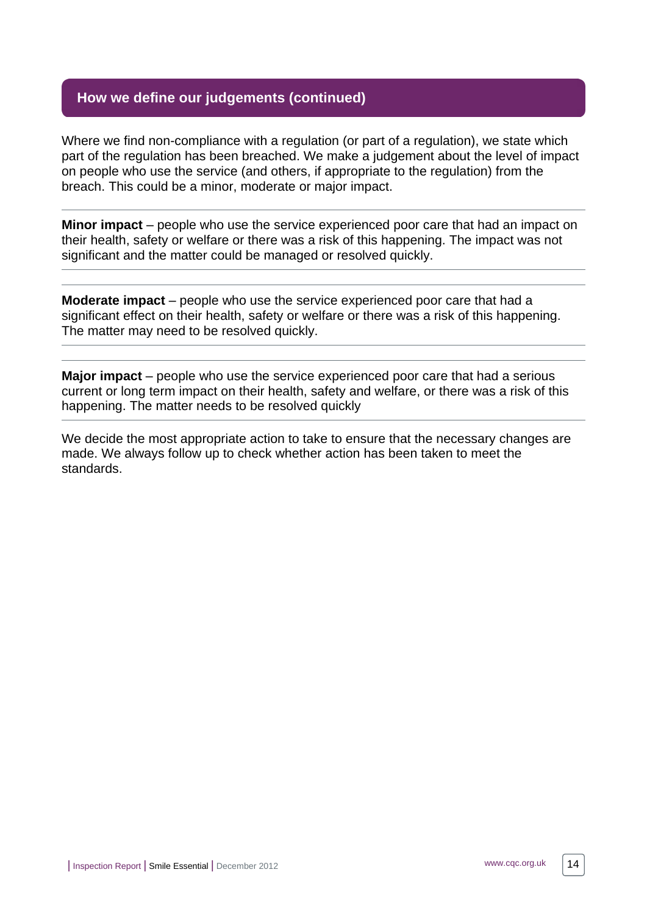## How we define our judgements (continued)

Where we find non-compliance with a regulation (or part of a regulation), we state which part of the regulation has been breached. We make a judgement about the level of impact on people who use the service (and others, if appropriate to the regulation) from the breach. This could be a minor, moderate or major impact.

**Minor impact** – people who use the service experienced poor care that had an impact on their health, safety or welfare or there was a risk of this happening. The impact was not significant and the matter could be managed or resolved quickly.

**Moderate impact** – people who use the service experienced poor care that had a significant effect on their health, safety or welfare or there was a risk of this happening. The matter may need to be resolved quickly.

**Major impact** – people who use the service experienced poor care that had a serious current or long term impact on their health, safety and welfare, or there was a risk of this happening. The matter needs to be resolved quickly

We decide the most appropriate action to take to ensure that the necessary changes are made. We always follow up to check whether action has been taken to meet the standards.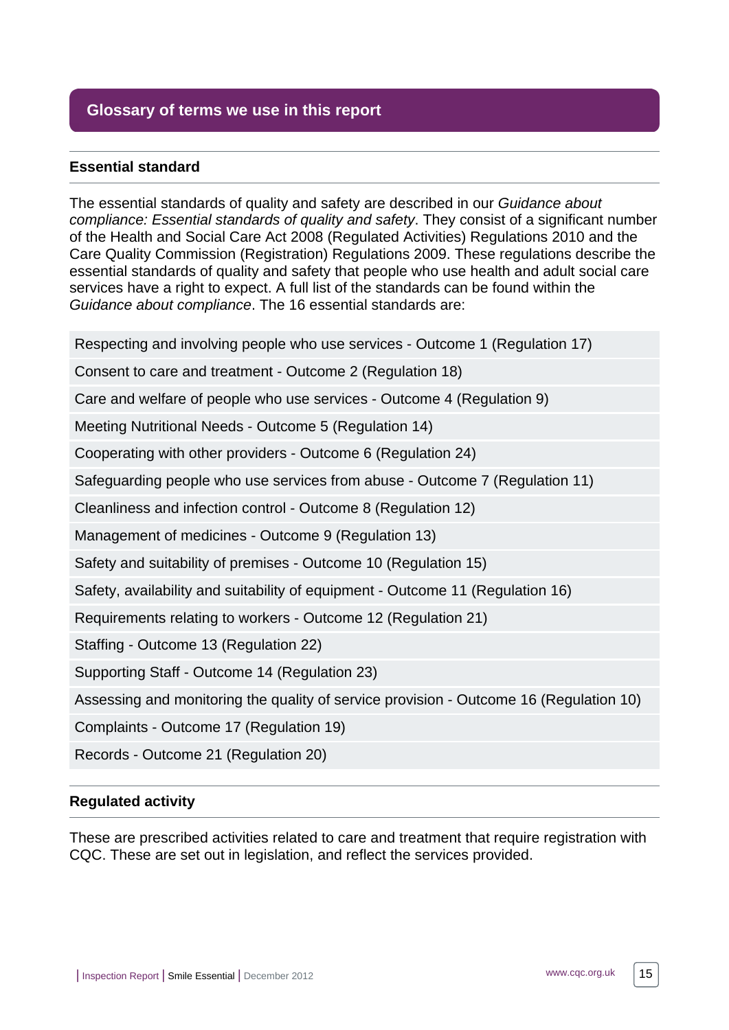## Glossary of terms we use in this report

### Essential standard

The essential standards of quality and safety are described in our *Guidance about compliance: Essential standards of quality and safety*. They consist of a significant number of the Health and Social Care Act 2008 (Regulated Activities) Regulations 2010 and the Care Quality Commission (Registration) Regulations 2009. These regulations describe the essential standards of quality and safety that people who use health and adult social care services have a right to expect. A full list of the standards can be found within the *Guidance about compliance*. The 16 essential standards are:

- Respecting and involving people who use services - Outcome 1 (Regulation 17)
- Consent to care and treatment - Outcome 2 (Regulation 18)
- Care and welfare of people who use services - Outcome 4 (Regulation 9)
- Meeting Nutritional Needs - Outcome 5 (Regulation 14)
- Cooperating with other providers - Outcome 6 (Regulation 24)
- Safeguarding people who use services from abuse - Outcome 7 (Regulation 11)
- Cleanliness and infection control - Outcome 8 (Regulation 12)
- Management of medicines - Outcome 9 (Regulation 13)
- Safety and suitability of premises - Outcome 10 (Regulation 15)
- Safety, availability and suitability of equipment - Outcome 11 (Regulation 16)
- Requirements relating to workers - Outcome 12 (Regulation 21)
- Staffing - Outcome 13 (Regulation 22)
- Supporting Staff - Outcome 14 (Regulation 23)
- Assessing and monitoring the quality of service provision - Outcome 16 (Regulation 10)
- Complaints - Outcome 17 (Regulation 19)
- Records - Outcome 21 (Regulation 20)

### Regulated activity

These are prescribed activities related to care and treatment that require registration with CQC. These are set out in legislation, and reflect the services provided.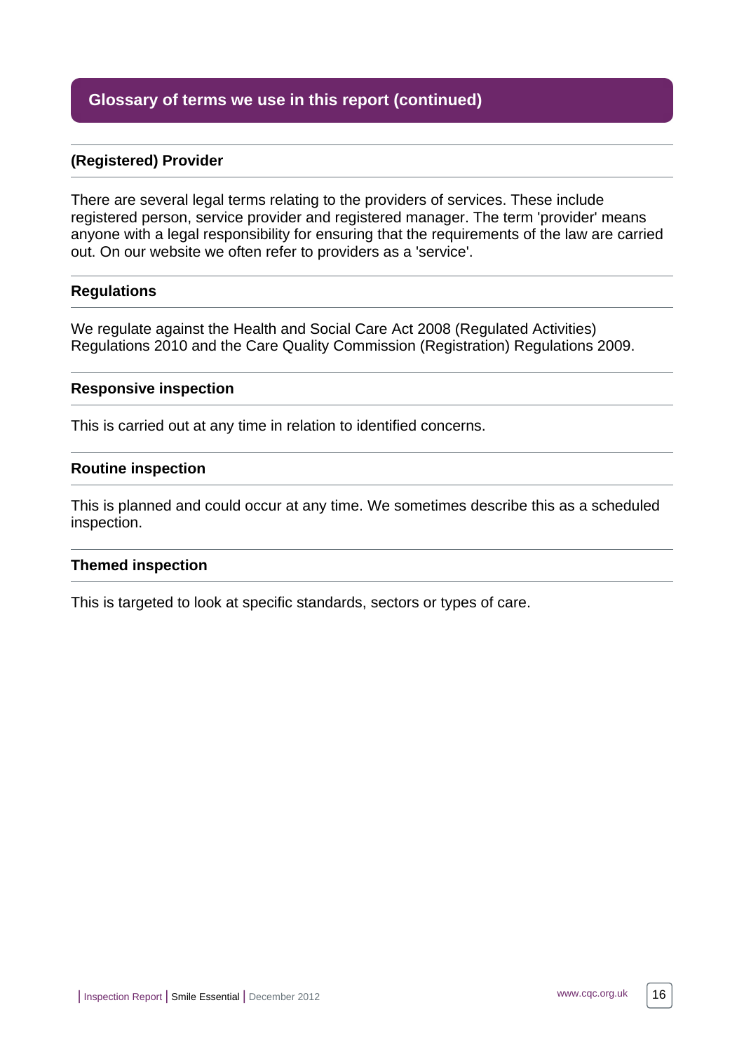## Glossary of terms we use in this report (continued)

### (Registered) Provider

There are several legal terms relating to the providers of services. These include registered person, service provider and registered manager. The term 'provider' means anyone with a legal responsibility for ensuring that the requirements of the law are carried out. On our website we often refer to providers as a 'service'.

### Regulations

We regulate against the Health and Social Care Act 2008 (Regulated Activities) Regulations 2010 and the Care Quality Commission (Registration) Regulations 2009.

### Responsive inspection

This is carried out at any time in relation to identified concerns.

### Routine inspection

This is planned and could occur at any time. We sometimes describe this as a scheduled inspection.

### Themed inspection

This is targeted to look at specific standards, sectors or types of care.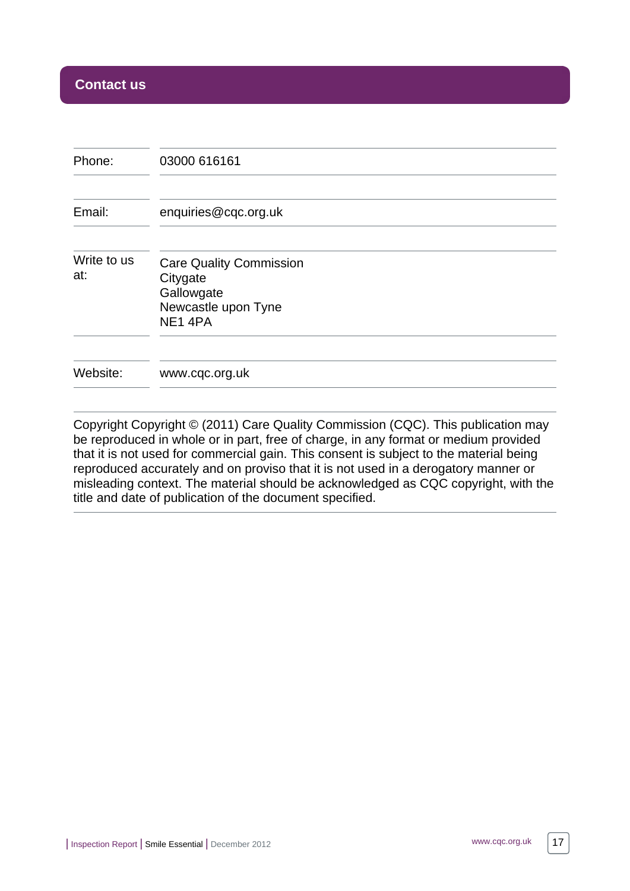## Contact us

| | |
|---|---|
| Phone: | 03000 616161 |
| Email: | enquiries@cqc.org.uk |
| Write to us at: | Care Quality Commission<br>Citygate<br>Gallowgate<br>Newcastle upon Tyne<br>NE1 4PA |
| Website: | www.cqc.org.uk |

Copyright Copyright © (2011) Care Quality Commission (CQC). This publication may be reproduced in whole or in part, free of charge, in any format or medium provided that it is not used for commercial gain. This consent is subject to the material being reproduced accurately and on proviso that it is not used in a derogatory manner or misleading context. The material should be acknowledged as CQC copyright, with the title and date of publication of the document specified.